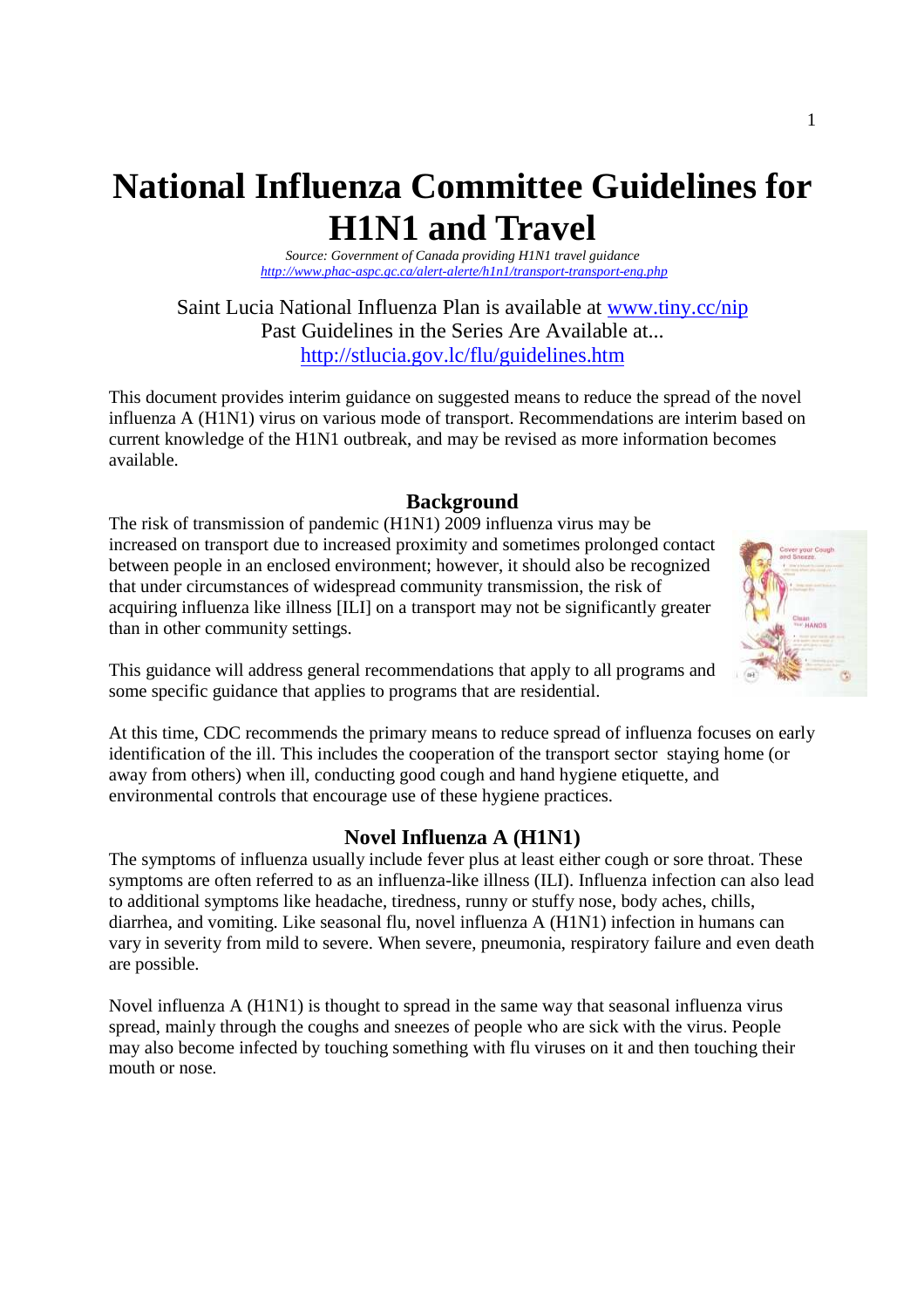# National Influenza Committee Guidelines for H1N1 and Travel

*Source: Government of Canada providing H1N1 travel guidance*
*http://www.phac-aspc.gc.ca/alert-alerte/h1n1/transport-transport-eng.php*

Saint Lucia National Influenza Plan is available at www.tiny.cc/nip
Past Guidelines in the Series Are Available at...
http://stlucia.gov.lc/flu/guidelines.htm

This document provides interim guidance on suggested means to reduce the spread of the novel influenza A (H1N1) virus on various mode of transport. Recommendations are interim based on current knowledge of the H1N1 outbreak, and may be revised as more information becomes available.

## Background

The risk of transmission of pandemic (H1N1) 2009 influenza virus may be increased on transport due to increased proximity and sometimes prolonged contact between people in an enclosed environment; however, it should also be recognized that under circumstances of widespread community transmission, the risk of acquiring influenza like illness [ILI] on a transport may not be significantly greater than in other community settings.

This guidance will address general recommendations that apply to all programs and some specific guidance that applies to programs that are residential.

At this time, CDC recommends the primary means to reduce spread of influenza focuses on early identification of the ill. This includes the cooperation of the transport sector staying home (or away from others) when ill, conducting good cough and hand hygiene etiquette, and environmental controls that encourage use of these hygiene practices.

## Novel Influenza A (H1N1)

The symptoms of influenza usually include fever plus at least either cough or sore throat. These symptoms are often referred to as an influenza-like illness (ILI). Influenza infection can also lead to additional symptoms like headache, tiredness, runny or stuffy nose, body aches, chills, diarrhea, and vomiting. Like seasonal flu, novel influenza A (H1N1) infection in humans can vary in severity from mild to severe. When severe, pneumonia, respiratory failure and even death are possible.

Novel influenza A (H1N1) is thought to spread in the same way that seasonal influenza virus spread, mainly through the coughs and sneezes of people who are sick with the virus. People may also become infected by touching something with flu viruses on it and then touching their mouth or nose.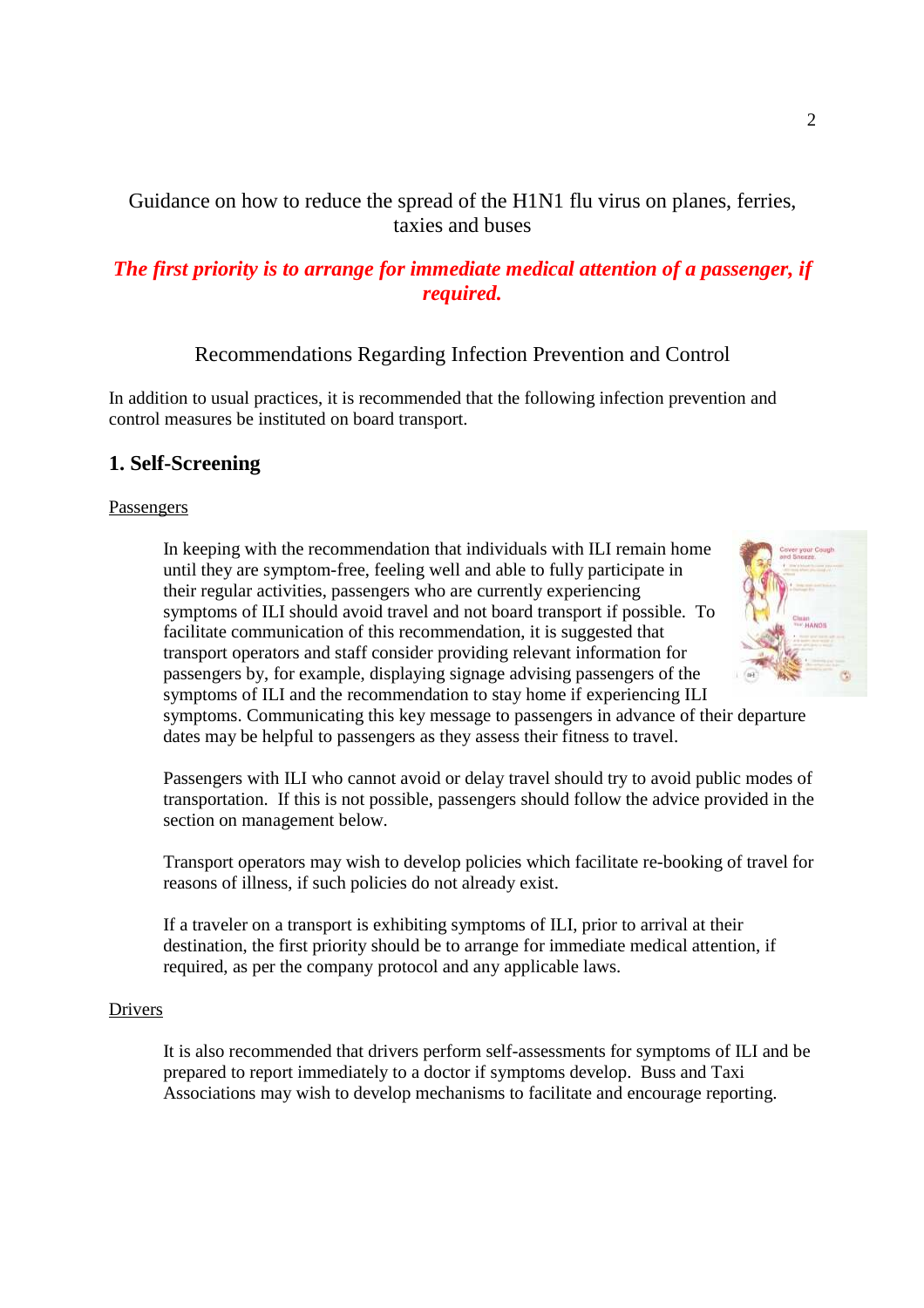Guidance on how to reduce the spread of the H1N1 flu virus on planes, ferries, taxies and buses

***The first priority is to arrange for immediate medical attention of a passenger, if required.***

Recommendations Regarding Infection Prevention and Control

In addition to usual practices, it is recommended that the following infection prevention and control measures be instituted on board transport.

## 1. Self-Screening

Passengers

In keeping with the recommendation that individuals with ILI remain home until they are symptom-free, feeling well and able to fully participate in their regular activities, passengers who are currently experiencing symptoms of ILI should avoid travel and not board transport if possible. To facilitate communication of this recommendation, it is suggested that transport operators and staff consider providing relevant information for passengers by, for example, displaying signage advising passengers of the symptoms of ILI and the recommendation to stay home if experiencing ILI symptoms. Communicating this key message to passengers in advance of their departure dates may be helpful to passengers as they assess their fitness to travel.

Passengers with ILI who cannot avoid or delay travel should try to avoid public modes of transportation. If this is not possible, passengers should follow the advice provided in the section on management below.

Transport operators may wish to develop policies which facilitate re-booking of travel for reasons of illness, if such policies do not already exist.

If a traveler on a transport is exhibiting symptoms of ILI, prior to arrival at their destination, the first priority should be to arrange for immediate medical attention, if required, as per the company protocol and any applicable laws.

Drivers

It is also recommended that drivers perform self-assessments for symptoms of ILI and be prepared to report immediately to a doctor if symptoms develop. Buss and Taxi Associations may wish to develop mechanisms to facilitate and encourage reporting.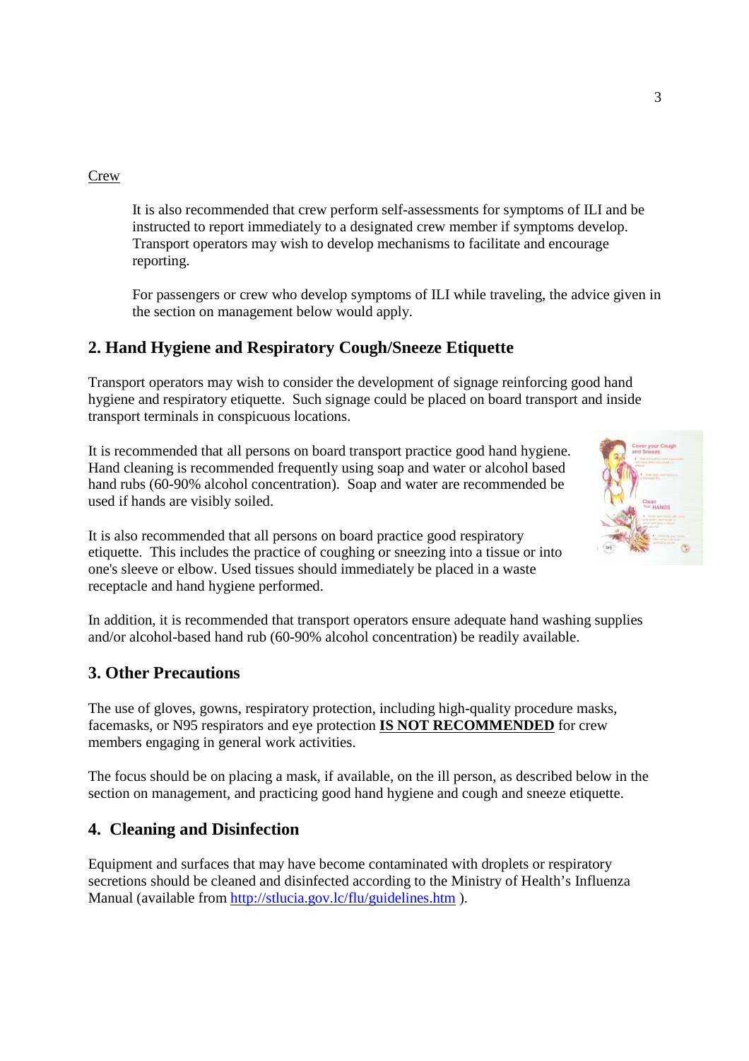Crew

It is also recommended that crew perform self-assessments for symptoms of ILI and be instructed to report immediately to a designated crew member if symptoms develop. Transport operators may wish to develop mechanisms to facilitate and encourage reporting.

For passengers or crew who develop symptoms of ILI while traveling, the advice given in the section on management below would apply.

## 2. Hand Hygiene and Respiratory Cough/Sneeze Etiquette

Transport operators may wish to consider the development of signage reinforcing good hand hygiene and respiratory etiquette. Such signage could be placed on board transport and inside transport terminals in conspicuous locations.

It is recommended that all persons on board transport practice good hand hygiene. Hand cleaning is recommended frequently using soap and water or alcohol based hand rubs (60-90% alcohol concentration). Soap and water are recommended be used if hands are visibly soiled.

It is also recommended that all persons on board practice good respiratory etiquette. This includes the practice of coughing or sneezing into a tissue or into one's sleeve or elbow. Used tissues should immediately be placed in a waste receptacle and hand hygiene performed.

In addition, it is recommended that transport operators ensure adequate hand washing supplies and/or alcohol-based hand rub (60-90% alcohol concentration) be readily available.

## 3. Other Precautions

The use of gloves, gowns, respiratory protection, including high-quality procedure masks, facemasks, or N95 respirators and eye protection **IS NOT RECOMMENDED** for crew members engaging in general work activities.

The focus should be on placing a mask, if available, on the ill person, as described below in the section on management, and practicing good hand hygiene and cough and sneeze etiquette.

## 4. Cleaning and Disinfection

Equipment and surfaces that may have become contaminated with droplets or respiratory secretions should be cleaned and disinfected according to the Ministry of Health's Influenza Manual (available from http://stlucia.gov.lc/flu/guidelines.htm ).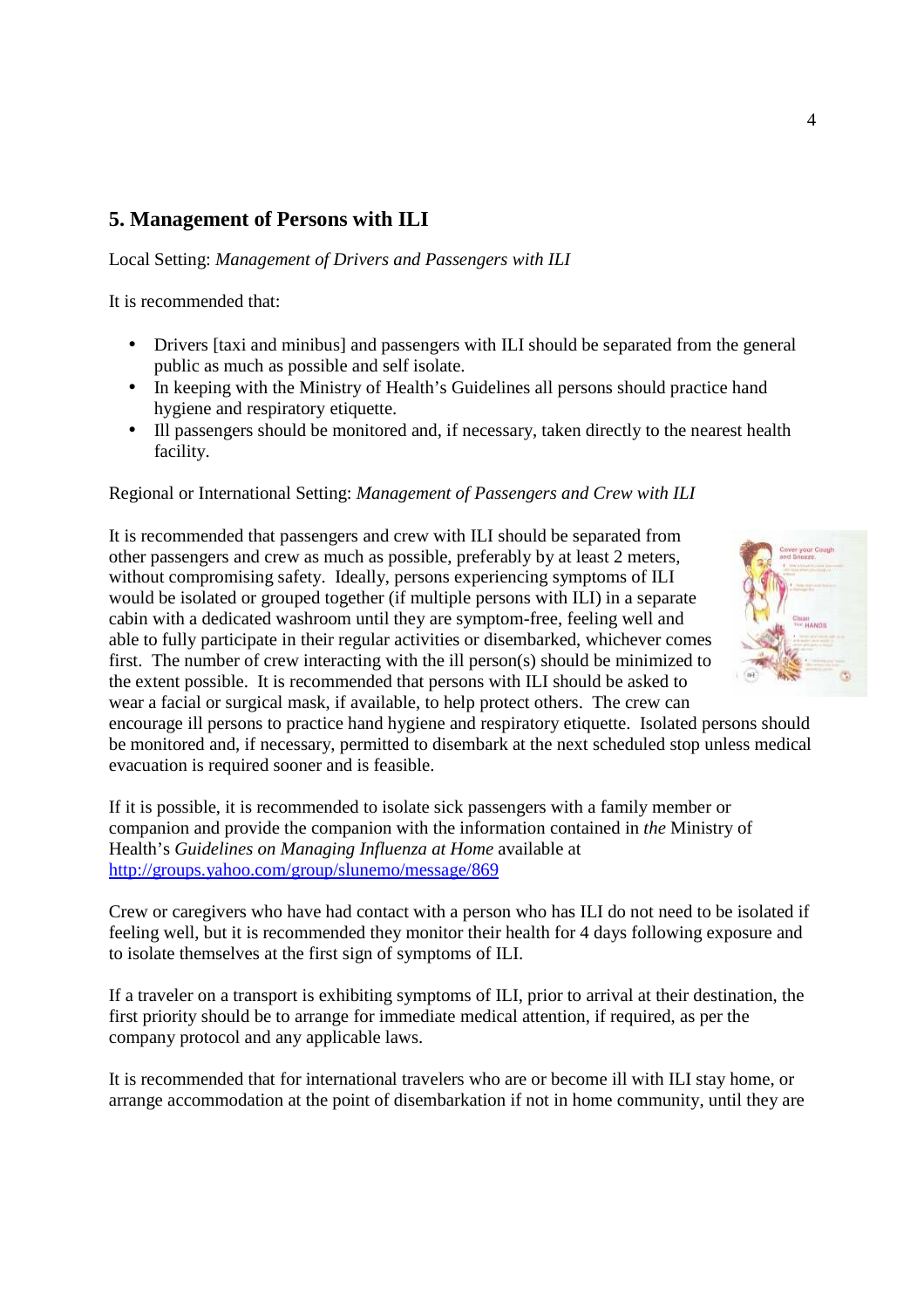## 5. Management of Persons with ILI

Local Setting: *Management of Drivers and Passengers with ILI*

It is recommended that:

- Drivers [taxi and minibus] and passengers with ILI should be separated from the general public as much as possible and self isolate.
- In keeping with the Ministry of Health's Guidelines all persons should practice hand hygiene and respiratory etiquette.
- Ill passengers should be monitored and, if necessary, taken directly to the nearest health facility.

Regional or International Setting: *Management of Passengers and Crew with ILI*

It is recommended that passengers and crew with ILI should be separated from other passengers and crew as much as possible, preferably by at least 2 meters, without compromising safety. Ideally, persons experiencing symptoms of ILI would be isolated or grouped together (if multiple persons with ILI) in a separate cabin with a dedicated washroom until they are symptom-free, feeling well and able to fully participate in their regular activities or disembarked, whichever comes first. The number of crew interacting with the ill person(s) should be minimized to the extent possible. It is recommended that persons with ILI should be asked to wear a facial or surgical mask, if available, to help protect others. The crew can encourage ill persons to practice hand hygiene and respiratory etiquette. Isolated persons should be monitored and, if necessary, permitted to disembark at the next scheduled stop unless medical evacuation is required sooner and is feasible.

If it is possible, it is recommended to isolate sick passengers with a family member or companion and provide the companion with the information contained in *the* Ministry of Health's *Guidelines on Managing Influenza at Home* available at http://groups.yahoo.com/group/slunemo/message/869

Crew or caregivers who have had contact with a person who has ILI do not need to be isolated if feeling well, but it is recommended they monitor their health for 4 days following exposure and to isolate themselves at the first sign of symptoms of ILI.

If a traveler on a transport is exhibiting symptoms of ILI, prior to arrival at their destination, the first priority should be to arrange for immediate medical attention, if required, as per the company protocol and any applicable laws.

It is recommended that for international travelers who are or become ill with ILI stay home, or arrange accommodation at the point of disembarkation if not in home community, until they are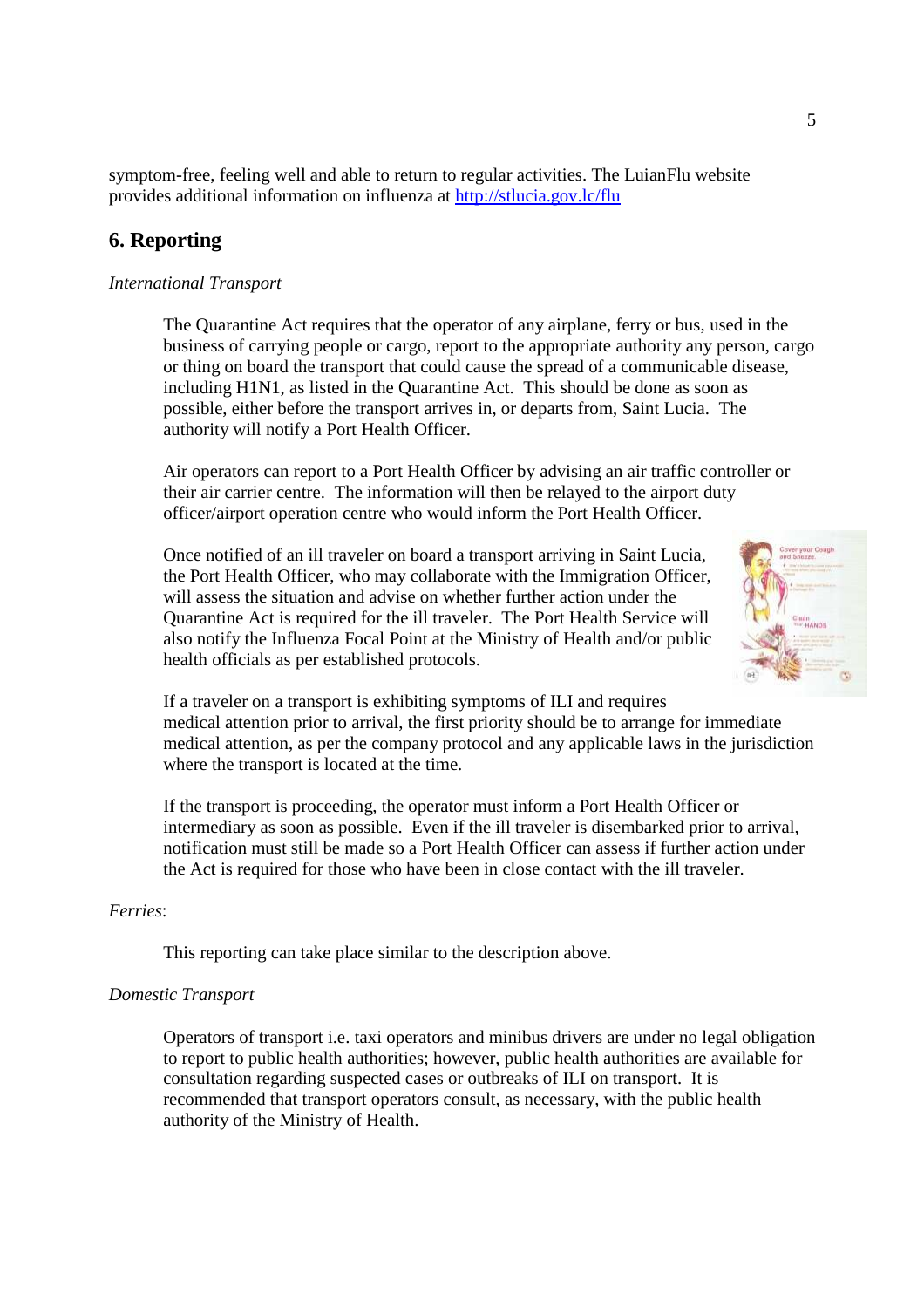symptom-free, feeling well and able to return to regular activities. The LuianFlu website provides additional information on influenza at http://stlucia.gov.lc/flu

## 6. Reporting

*International Transport*

The Quarantine Act requires that the operator of any airplane, ferry or bus, used in the business of carrying people or cargo, report to the appropriate authority any person, cargo or thing on board the transport that could cause the spread of a communicable disease, including H1N1, as listed in the Quarantine Act. This should be done as soon as possible, either before the transport arrives in, or departs from, Saint Lucia. The authority will notify a Port Health Officer.

Air operators can report to a Port Health Officer by advising an air traffic controller or their air carrier centre. The information will then be relayed to the airport duty officer/airport operation centre who would inform the Port Health Officer.

Once notified of an ill traveler on board a transport arriving in Saint Lucia, the Port Health Officer, who may collaborate with the Immigration Officer, will assess the situation and advise on whether further action under the Quarantine Act is required for the ill traveler. The Port Health Service will also notify the Influenza Focal Point at the Ministry of Health and/or public health officials as per established protocols.

If a traveler on a transport is exhibiting symptoms of ILI and requires medical attention prior to arrival, the first priority should be to arrange for immediate medical attention, as per the company protocol and any applicable laws in the jurisdiction where the transport is located at the time.

If the transport is proceeding, the operator must inform a Port Health Officer or intermediary as soon as possible. Even if the ill traveler is disembarked prior to arrival, notification must still be made so a Port Health Officer can assess if further action under the Act is required for those who have been in close contact with the ill traveler.

*Ferries*:

This reporting can take place similar to the description above.

*Domestic Transport*

Operators of transport i.e. taxi operators and minibus drivers are under no legal obligation to report to public health authorities; however, public health authorities are available for consultation regarding suspected cases or outbreaks of ILI on transport. It is recommended that transport operators consult, as necessary, with the public health authority of the Ministry of Health.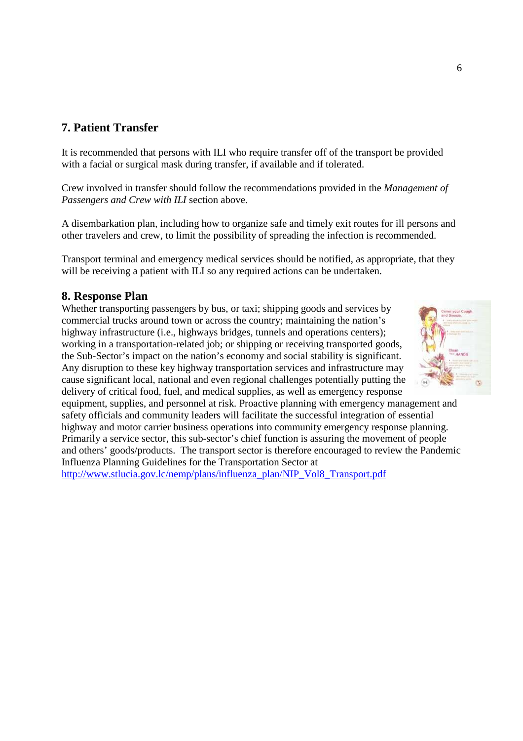## 7. Patient Transfer

It is recommended that persons with ILI who require transfer off of the transport be provided with a facial or surgical mask during transfer, if available and if tolerated.

Crew involved in transfer should follow the recommendations provided in the *Management of Passengers and Crew with ILI* section above.

A disembarkation plan, including how to organize safe and timely exit routes for ill persons and other travelers and crew, to limit the possibility of spreading the infection is recommended.

Transport terminal and emergency medical services should be notified, as appropriate, that they will be receiving a patient with ILI so any required actions can be undertaken.

## 8. Response Plan

Whether transporting passengers by bus, or taxi; shipping goods and services by commercial trucks around town or across the country; maintaining the nation's highway infrastructure (i.e., highways bridges, tunnels and operations centers); working in a transportation-related job; or shipping or receiving transported goods, the Sub-Sector's impact on the nation's economy and social stability is significant. Any disruption to these key highway transportation services and infrastructure may cause significant local, national and even regional challenges potentially putting the delivery of critical food, fuel, and medical supplies, as well as emergency response equipment, supplies, and personnel at risk. Proactive planning with emergency management and safety officials and community leaders will facilitate the successful integration of essential highway and motor carrier business operations into community emergency response planning. Primarily a service sector, this sub-sector's chief function is assuring the movement of people and others' goods/products. The transport sector is therefore encouraged to review the Pandemic Influenza Planning Guidelines for the Transportation Sector at http://www.stlucia.gov.lc/nemp/plans/influenza_plan/NIP_Vol8_Transport.pdf